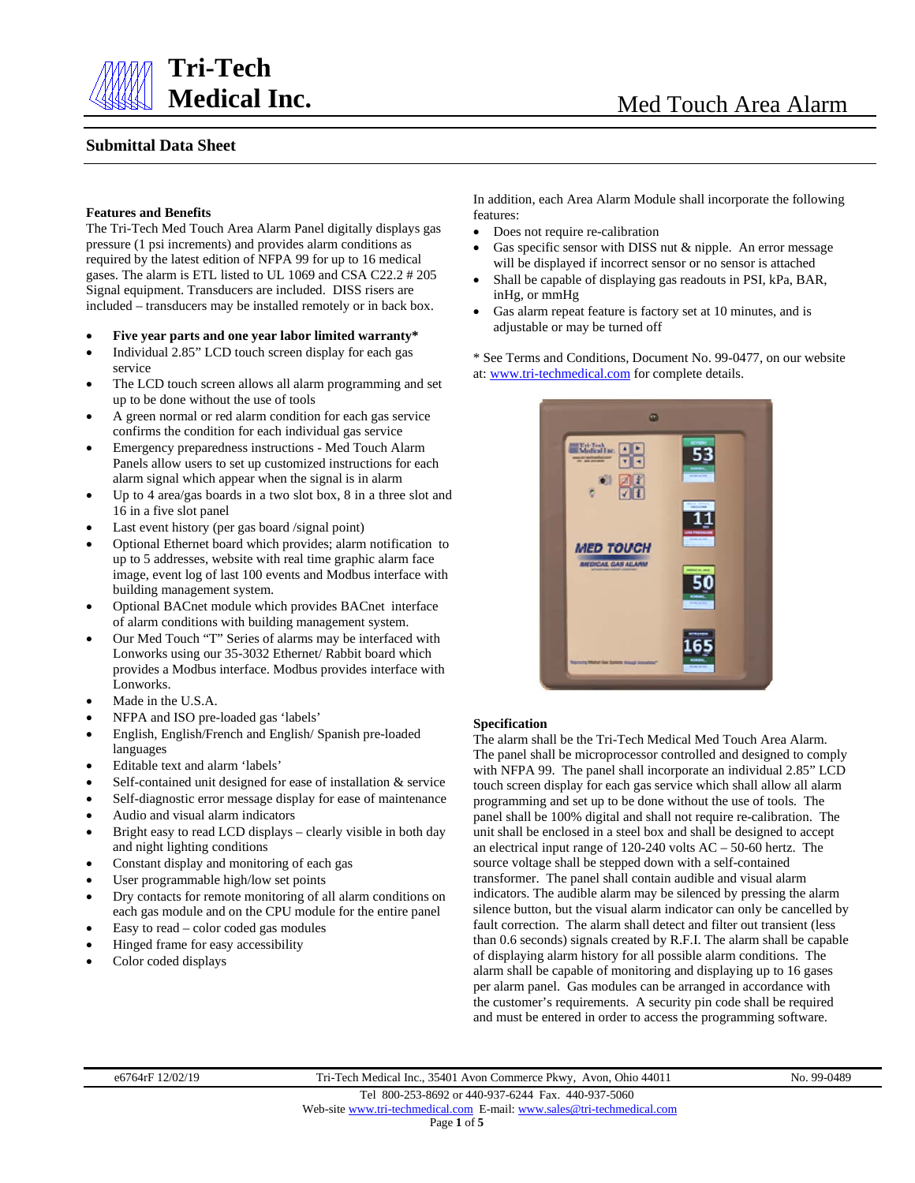# Tri-Tech Medical Inc.

# Med Touch Area Alarm

## Submittal Data Sheet

### Features and Benefits

The Tri-Tech Med Touch Area Alarm Panel digitally displays gas pressure (1 psi increments) and provides alarm conditions as required by the latest edition of NFPA 99 for up to 16 medical gases. The alarm is ETL listed to UL 1069 and CSA C22.2 # 205 Signal equipment. Transducers are included. DISS risers are included – transducers may be installed remotely or in back box.

- **Five year parts and one year labor limited warranty***
- Individual 2.85" LCD touch screen display for each gas service
- The LCD touch screen allows all alarm programming and set up to be done without the use of tools
- A green normal or red alarm condition for each gas service confirms the condition for each individual gas service
- Emergency preparedness instructions - Med Touch Alarm Panels allow users to set up customized instructions for each alarm signal which appear when the signal is in alarm
- Up to 4 area/gas boards in a two slot box, 8 in a three slot and 16 in a five slot panel
- Last event history (per gas board /signal point)
- Optional Ethernet board which provides; alarm notification to up to 5 addresses, website with real time graphic alarm face image, event log of last 100 events and Modbus interface with building management system.
- Optional BACnet module which provides BACnet interface of alarm conditions with building management system.
- Our Med Touch "T" Series of alarms may be interfaced with Lonworks using our 35-3032 Ethernet/ Rabbit board which provides a Modbus interface. Modbus provides interface with Lonworks.
- Made in the U.S.A.
- NFPA and ISO pre-loaded gas 'labels'
- English, English/French and English/ Spanish pre-loaded languages
- Editable text and alarm 'labels'
- Self-contained unit designed for ease of installation & service
- Self-diagnostic error message display for ease of maintenance
- Audio and visual alarm indicators
- Bright easy to read LCD displays – clearly visible in both day and night lighting conditions
- Constant display and monitoring of each gas
- User programmable high/low set points
- Dry contacts for remote monitoring of all alarm conditions on each gas module and on the CPU module for the entire panel
- Easy to read – color coded gas modules
- Hinged frame for easy accessibility
- Color coded displays

In addition, each Area Alarm Module shall incorporate the following features:

- Does not require re-calibration
- Gas specific sensor with DISS nut & nipple. An error message will be displayed if incorrect sensor or no sensor is attached
- Shall be capable of displaying gas readouts in PSI, kPa, BAR, inHg, or mmHg
- Gas alarm repeat feature is factory set at 10 minutes, and is adjustable or may be turned off

\* See Terms and Conditions, Document No. 99-0477, on our website at: www.tri-techmedical.com for complete details.

### Specification

The alarm shall be the Tri-Tech Medical Med Touch Area Alarm. The panel shall be microprocessor controlled and designed to comply with NFPA 99. The panel shall incorporate an individual 2.85" LCD touch screen display for each gas service which shall allow all alarm programming and set up to be done without the use of tools. The panel shall be 100% digital and shall not require re-calibration. The unit shall be enclosed in a steel box and shall be designed to accept an electrical input range of 120-240 volts AC – 50-60 hertz. The source voltage shall be stepped down with a self-contained transformer. The panel shall contain audible and visual alarm indicators. The audible alarm may be silenced by pressing the alarm silence button, but the visual alarm indicator can only be cancelled by fault correction. The alarm shall detect and filter out transient (less than 0.6 seconds) signals created by R.F.I. The alarm shall be capable of displaying alarm history for all possible alarm conditions. The alarm shall be capable of monitoring and displaying up to 16 gases per alarm panel. Gas modules can be arranged in accordance with the customer's requirements. A security pin code shall be required and must be entered in order to access the programming software.

e6764rF 12/02/19 — Tri-Tech Medical Inc., 35401 Avon Commerce Pkwy, Avon, Ohio 44011 — No. 99-0489

Tel 800-253-8692 or 440-937-6244 Fax. 440-937-5060
Web-site www.tri-techmedical.com E-mail: www.sales@tri-techmedical.com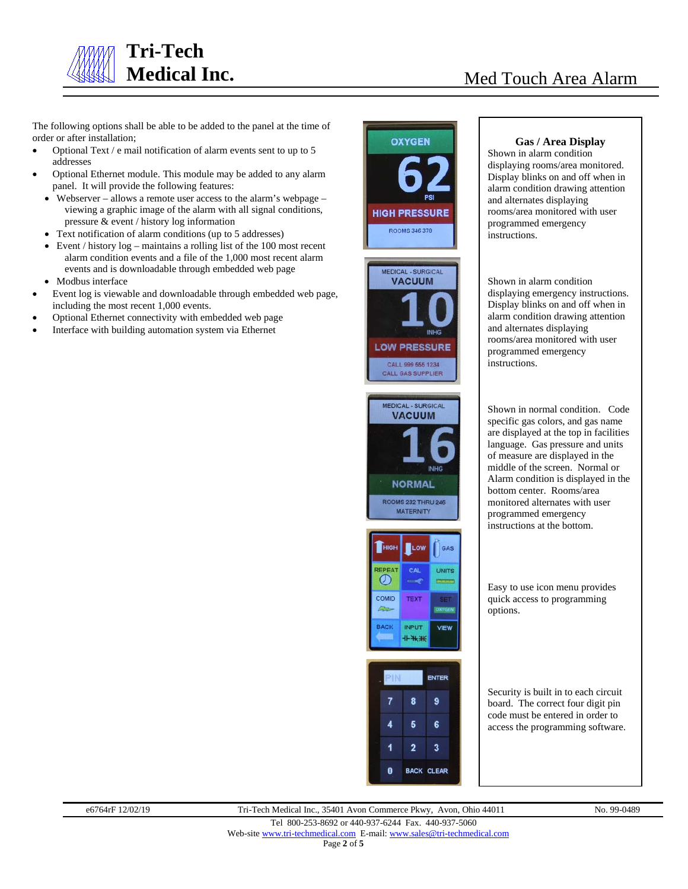The following options shall be able to be added to the panel at the time of order or after installation;

- Optional Text / e mail notification of alarm events sent to up to 5 addresses
- Optional Ethernet module. This module may be added to any alarm panel. It will provide the following features:
  - Webserver – allows a remote user access to the alarm's webpage – viewing a graphic image of the alarm with all signal conditions, pressure & event / history log information
  - Text notification of alarm conditions (up to 5 addresses)
  - Event / history log – maintains a rolling list of the 100 most recent alarm condition events and a file of the 1,000 most recent alarm events and is downloadable through embedded web page
  - Modbus interface
- Event log is viewable and downloadable through embedded web page, including the most recent 1,000 events.
- Optional Ethernet connectivity with embedded web page
- Interface with building automation system via Ethernet

### Gas / Area Display

Shown in alarm condition displaying rooms/area monitored. Display blinks on and off when in alarm condition drawing attention and alternates displaying rooms/area monitored with user programmed emergency instructions.

Shown in alarm condition displaying emergency instructions. Display blinks on and off when in alarm condition drawing attention and alternates displaying rooms/area monitored with user programmed emergency instructions.

Shown in normal condition. Code specific gas colors, and gas name are displayed at the top in facilities language. Gas pressure and units of measure are displayed in the middle of the screen. Normal or Alarm condition is displayed in the bottom center. Rooms/area monitored alternates with user programmed emergency instructions at the bottom.

Easy to use icon menu provides quick access to programming options.

Security is built in to each circuit board. The correct four digit pin code must be entered in order to access the programming software.

e6764rF 12/02/19 — Tri-Tech Medical Inc., 35401 Avon Commerce Pkwy, Avon, Ohio 44011 — No. 99-0489

Tel 800-253-8692 or 440-937-6244 Fax. 440-937-5060

Web-site www.tri-techmedical.com E-mail: www.sales@tri-techmedical.com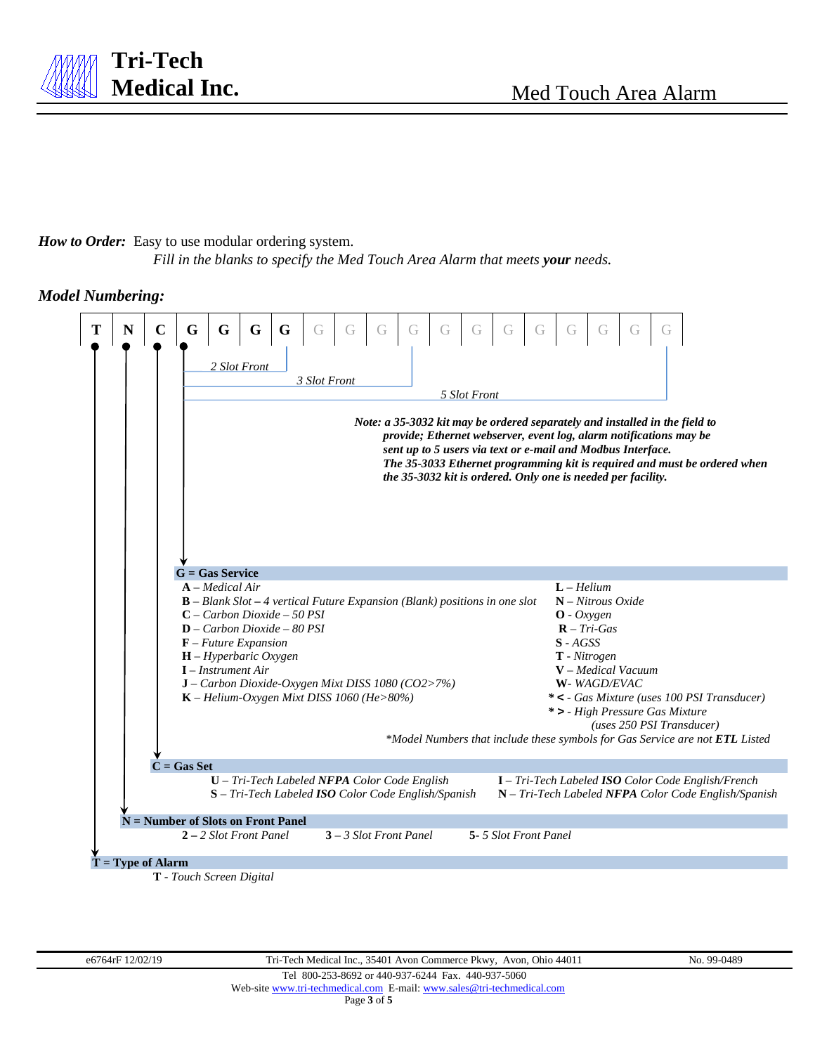**Med Touch Area Alarm**

***How to Order:*** Easy to use modular ordering system.

*Fill in the blanks to specify the Med Touch Area Alarm that meets **your** needs.*

## *Model Numbering:*

| T | N | C | G | G | G | G | G | G | G | G | G | G | G | G | G | G | G |
|---|---|---|---|---|---|---|---|---|---|---|---|---|---|---|---|---|---|

- *2 Slot Front*: T N C G G G G
- *3 Slot Front*: T N C G G G G G G G G
- *5 Slot Front*: T N C G G G G G G G G G G G G G G G

***Note: a 35-3032 kit may be ordered separately and installed in the field to provide; Ethernet webserver, event log, alarm notifications may be sent up to 5 users via text or e-mail and Modbus Interface. The 35-3033 Ethernet programming kit is required and must be ordered when the 35-3032 kit is ordered. Only one is needed per facility.***

**G = Gas Service**

- **A** – *Medical Air*
- **B** – *Blank Slot* **–** *4 vertical Future Expansion (Blank) positions in one slot*
- **C** – *Carbon Dioxide – 50 PSI*
- **D** – *Carbon Dioxide – 80 PSI*
- **F** – *Future Expansion*
- **H** – *Hyperbaric Oxygen*
- **I** – *Instrument Air*
- **J** – *Carbon Dioxide-Oxygen Mixt DISS 1080 (CO2>7%)*
- **K** – *Helium-Oxygen Mixt DISS 1060 (He>80%)*
- **L** – *Helium*
- **N** – *Nitrous Oxide*
- **O** - *Oxygen*
- **R** – *Tri-Gas*
- **S** - *AGSS*
- **T** - *Nitrogen*
- **V** – *Medical Vacuum*
- **W**- *WAGD/EVAC*
- **\* <** - *Gas Mixture (uses 100 PSI Transducer)*
- **\* >** - *High Pressure Gas Mixture (uses 250 PSI Transducer)*

*\*Model Numbers that include these symbols for Gas Service are not **ETL** Listed*

**C = Gas Set**

- **U** – *Tri-Tech Labeled **NFPA** Color Code English*
- **S** – *Tri-Tech Labeled **ISO** Color Code English/Spanish*
- **I** – *Tri-Tech Labeled **ISO** Color Code English/French*
- **N** – *Tri-Tech Labeled **NFPA** Color Code English/Spanish*

**N = Number of Slots on Front Panel**

- **2 –** *2 Slot Front Panel*
- **3** – *3 Slot Front Panel*
- **5**- *5 Slot Front Panel*

**T = Type of Alarm**

- **T** - *Touch Screen Digital*

e6764rF 12/02/19 Tri-Tech Medical Inc., 35401 Avon Commerce Pkwy, Avon, Ohio 44011 No. 99-0489

Tel 800-253-8692 or 440-937-6244 Fax. 440-937-5060

Web-site www.tri-techmedical.com E-mail: www.sales@tri-techmedical.com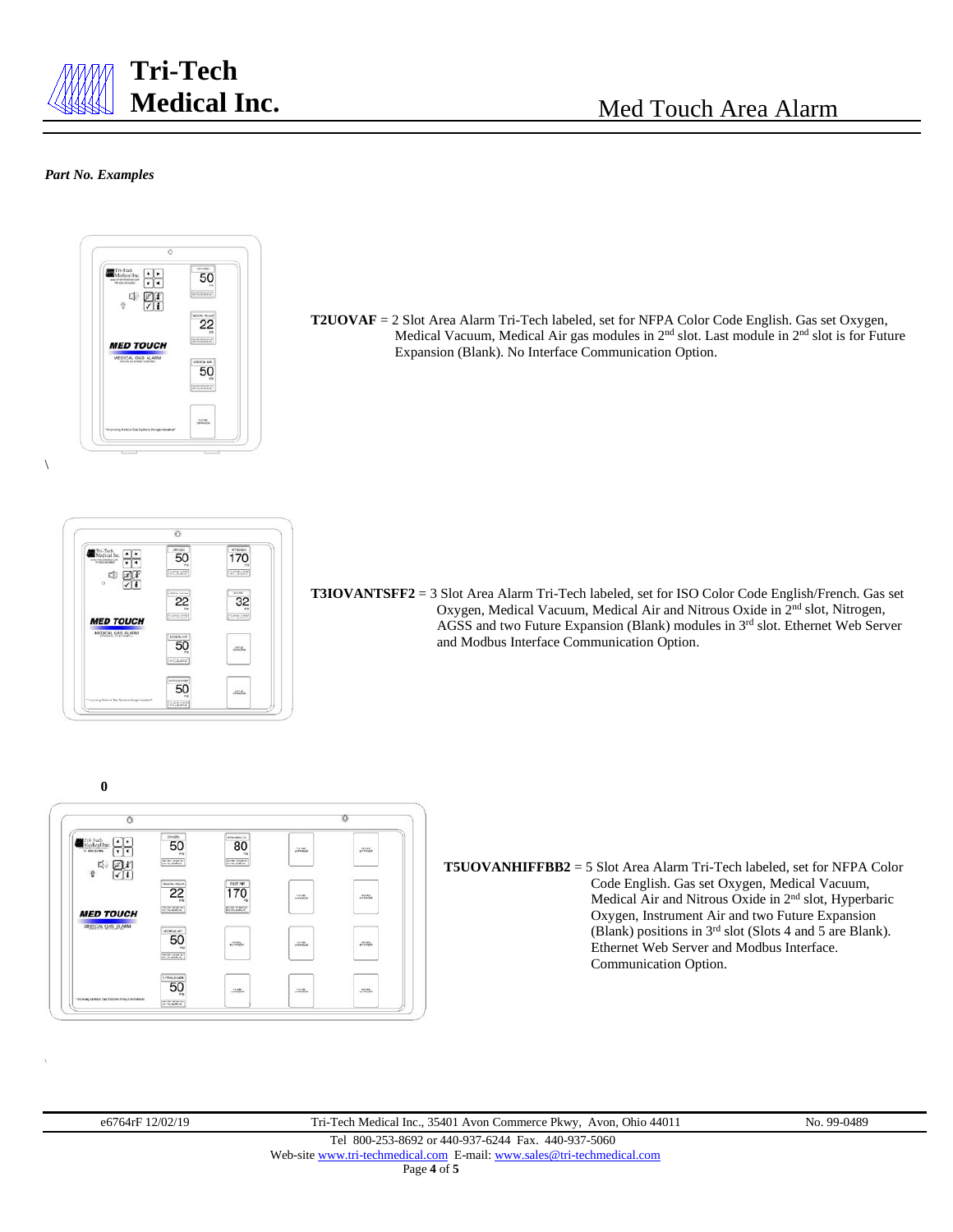*Part No. Examples*

**T2UOVAF** = 2 Slot Area Alarm Tri-Tech labeled, set for NFPA Color Code English. Gas set Oxygen, Medical Vacuum, Medical Air gas modules in 2nd slot. Last module in 2nd slot is for Future Expansion (Blank). No Interface Communication Option.

\

**T3IOVANTSFF2** = 3 Slot Area Alarm Tri-Tech labeled, set for ISO Color Code English/French. Gas set Oxygen, Medical Vacuum, Medical Air and Nitrous Oxide in 2nd slot, Nitrogen, AGSS and two Future Expansion (Blank) modules in 3rd slot. Ethernet Web Server and Modbus Interface Communication Option.

**0**

**T5UOVANHIFFBB2** = 5 Slot Area Alarm Tri-Tech labeled, set for NFPA Color Code English. Gas set Oxygen, Medical Vacuum, Medical Air and Nitrous Oxide in 2nd slot, Hyperbaric Oxygen, Instrument Air and two Future Expansion (Blank) positions in 3rd slot (Slots 4 and 5 are Blank). Ethernet Web Server and Modbus Interface. Communication Option.

\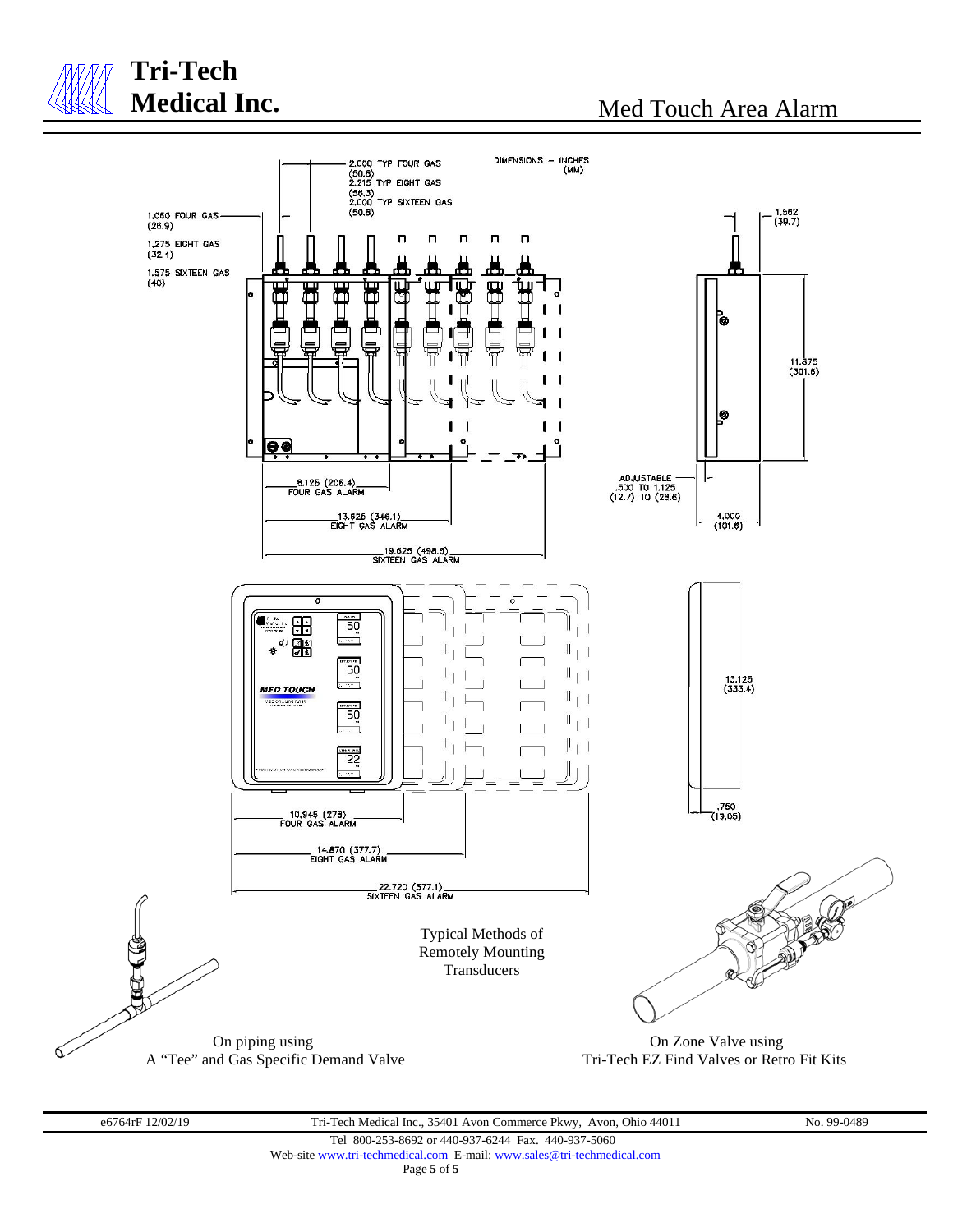# Tri-Tech Medical Inc.

## Med Touch Area Alarm

DIMENSIONS – INCHES (MM)

2.000 TYP FOUR GAS (50.8)
2.215 TYP EIGHT GAS (56.3)
2.000 TYP SIXTEEN GAS (50.8)

1.060 FOUR GAS (26.9)
1.275 EIGHT GAS (32.4)
1.575 SIXTEEN GAS (40)

1.562 (39.7)

11.875 (301.6)

ADJUSTABLE .500 TO 1.125 (12.7) TO (28.6)

4.000 (101.6)

8.125 (206.4) FOUR GAS ALARM

13.625 (346.1) EIGHT GAS ALARM

19.625 (498.5) SIXTEEN GAS ALARM

MED TOUCH

13.125 (333.4)

.750 (19.05)

10.945 (278) FOUR GAS ALARM

14.870 (377.7) EIGHT GAS ALARM

22.720 (577.1) SIXTEEN GAS ALARM

Typical Methods of Remotely Mounting Transducers

On piping using A "Tee" and Gas Specific Demand Valve

On Zone Valve using Tri-Tech EZ Find Valves or Retro Fit Kits

e6764rF 12/02/19 Tri-Tech Medical Inc., 35401 Avon Commerce Pkwy, Avon, Ohio 44011 No. 99-0489

Tel 800-253-8692 or 440-937-6244 Fax. 440-937-5060

Web-site www.tri-techmedical.com E-mail: www.sales@tri-techmedical.com